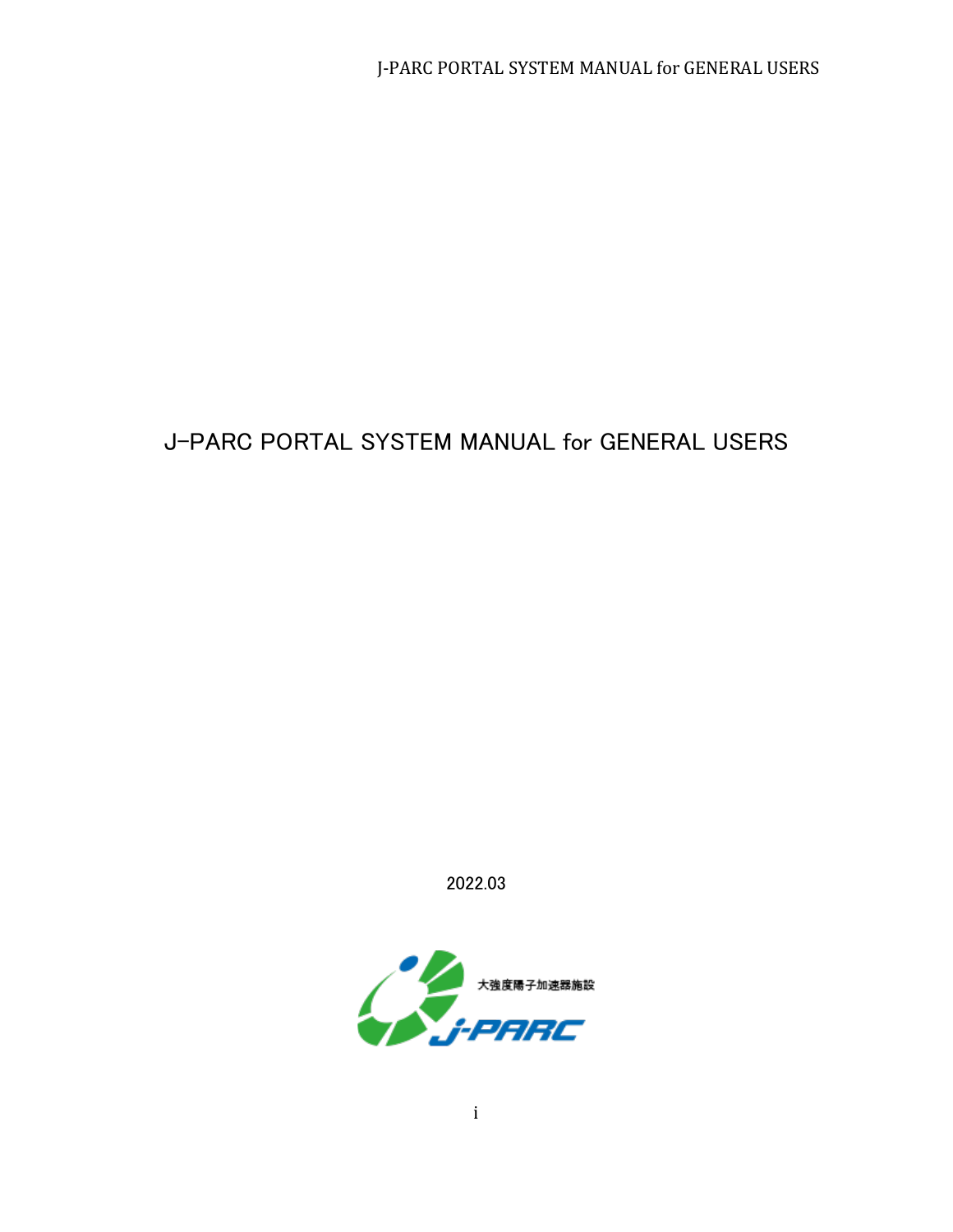# J-PARC PORTAL SYSTEM MANUAL for GENERAL USERS

2022.03

大強度陽子加速器施設

J-PARC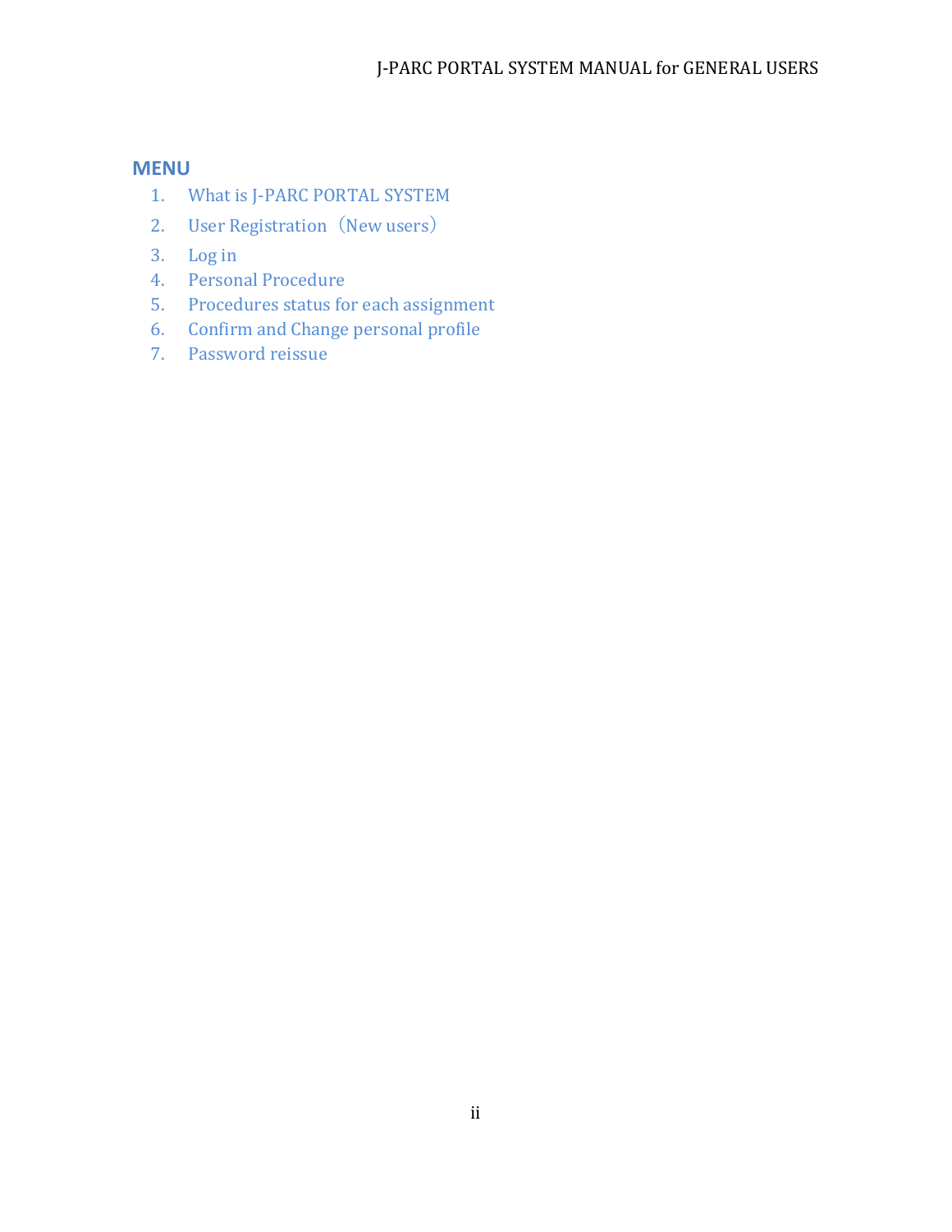## MENU

1. What is J-PARC PORTAL SYSTEM
2. User Registration（New users）
3. Log in
4. Personal Procedure
5. Procedures status for each assignment
6. Confirm and Change personal profile
7. Password reissue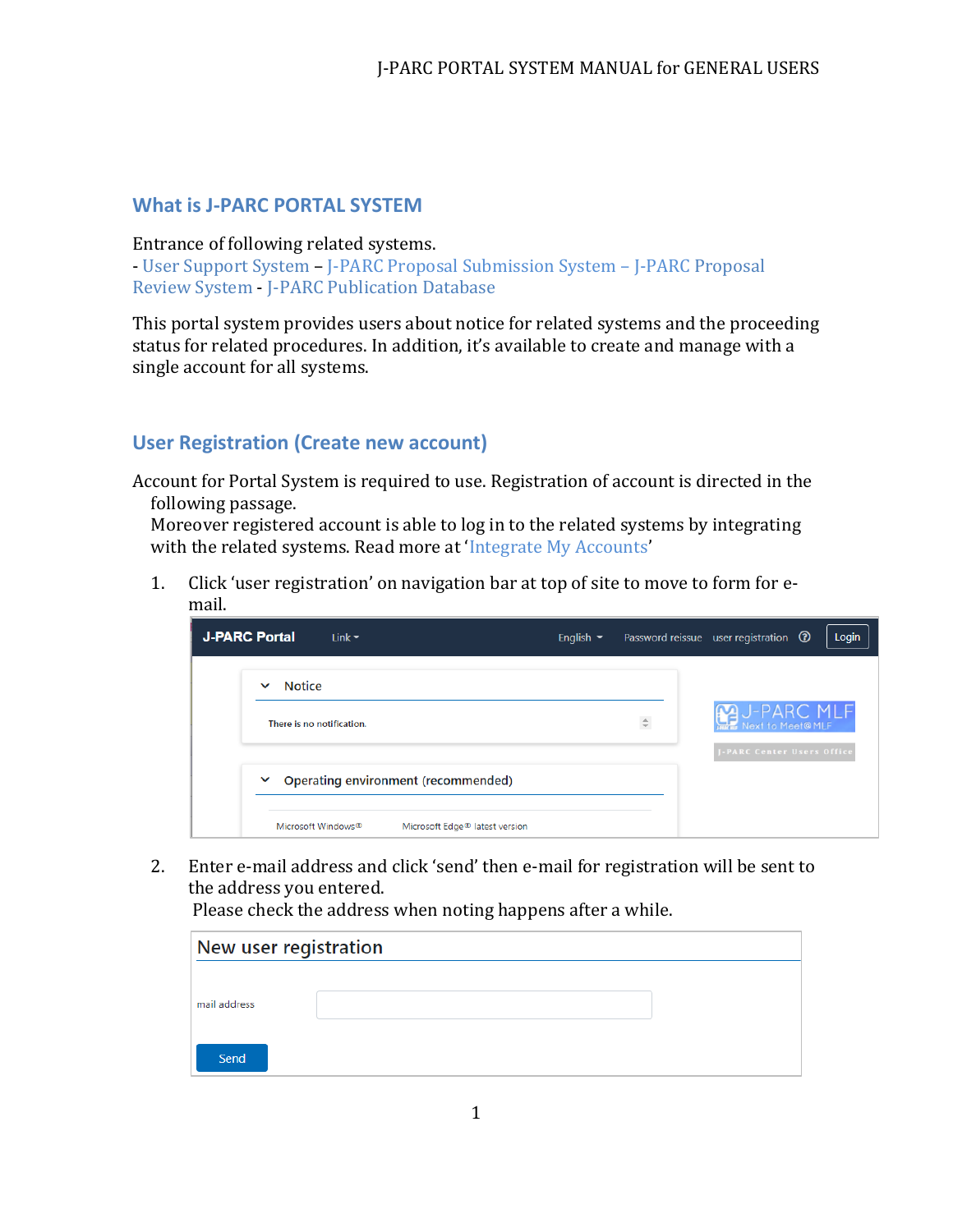## What is J-PARC PORTAL SYSTEM

Entrance of following related systems.
- User Support System – J-PARC Proposal Submission System – J-PARC Proposal Review System - J-PARC Publication Database

This portal system provides users about notice for related systems and the proceeding status for related procedures. In addition, it's available to create and manage with a single account for all systems.

## User Registration (Create new account)

Account for Portal System is required to use. Registration of account is directed in the following passage.
Moreover registered account is able to log in to the related systems by integrating with the related systems. Read more at 'Integrate My Accounts'

1. Click 'user registration' on navigation bar at top of site to move to form for e-mail.

2. Enter e-mail address and click 'send' then e-mail for registration will be sent to the address you entered.
 Please check the address when noting happens after a while.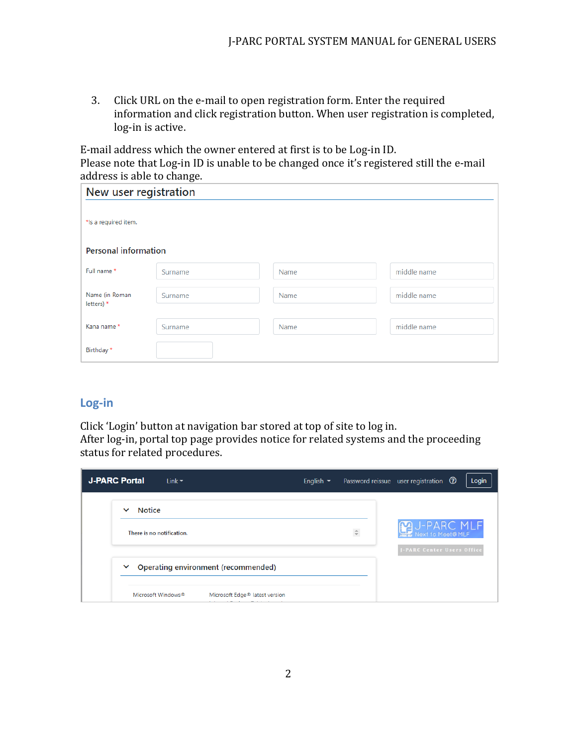3. Click URL on the e-mail to open registration form. Enter the required information and click registration button. When user registration is completed, log-in is active.

E-mail address which the owner entered at first is to be Log-in ID.
Please note that Log-in ID is unable to be changed once it's registered still the e-mail address is able to change.

New user registration

*Is a required item.

Personal information

| Full name * | Surname | Name | middle name |
|---|---|---|---|
| Name (in Roman letters) * | Surname | Name | middle name |
| Kana name * | Surname | Name | middle name |
| Birthday * | | | |

## Log-in

Click 'Login' button at navigation bar stored at top of site to log in.
After log-in, portal top page provides notice for related systems and the proceeding status for related procedures.

J-PARC Portal Link English Password reissue user registration Login

Notice

There is no notification.

Operating environment (recommended)

Microsoft Windows® Microsoft Edge® latest version

J-PARC MLF Next to Meet@MLF

J-PARC Center Users Office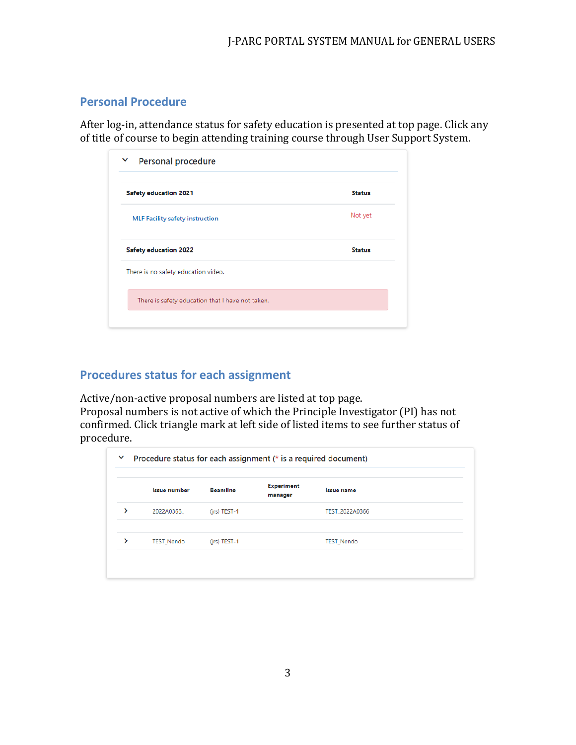## Personal Procedure

After log-in, attendance status for safety education is presented at top page. Click any of title of course to begin attending training course through User Support System.

**Personal procedure**

| Safety education 2021 | Status |
|---|---|
| MLF Facility safety instruction | Not yet |

| Safety education 2022 | Status |
|---|---|
| There is no safety education video. | |

There is safety education that I have not taken.

## Procedures status for each assignment

Active/non-active proposal numbers are listed at top page.
Proposal numbers is not active of which the Principle Investigator (PI) has not confirmed. Click triangle mark at left side of listed items to see further status of procedure.

**Procedure status for each assignment (* is a required document)**

| | Issue number | Beamline | Experiment manager | Issue name |
|---|---|---|---|---|
| › | 2022A0366_ | (jrs) TEST-1 | | TEST_2022A0366 |
| › | TEST_Nendo | (jrs) TEST-1 | | TEST_Nendo |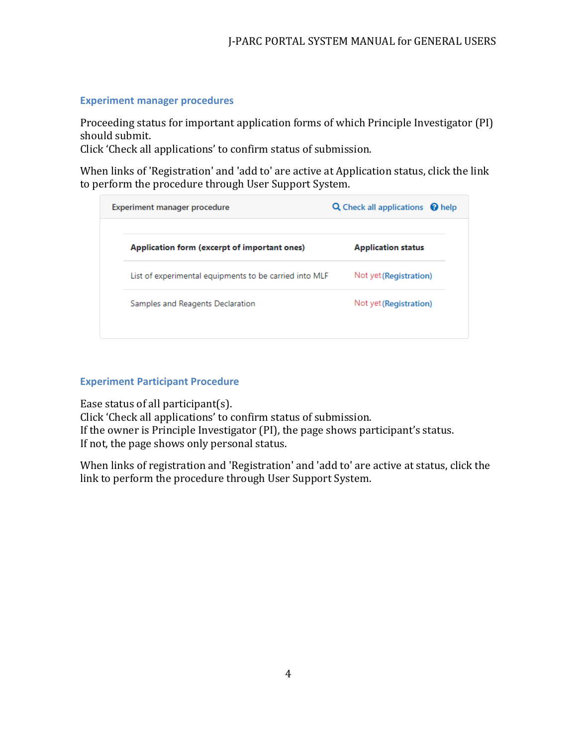## Experiment manager procedures

Proceeding status for important application forms of which Principle Investigator (PI) should submit.
Click 'Check all applications' to confirm status of submission.

When links of 'Registration' and 'add to' are active at Application status, click the link to perform the procedure through User Support System.

Experiment manager procedure — Check all applications — help

| Application form (excerpt of important ones) | Application status |
|---|---|
| List of experimental equipments to be carried into MLF | Not yet (Registration) |
| Samples and Reagents Declaration | Not yet (Registration) |

## Experiment Participant Procedure

Ease status of all participant(s).
Click 'Check all applications' to confirm status of submission.
If the owner is Principle Investigator (PI), the page shows participant's status.
If not, the page shows only personal status.

When links of registration and 'Registration' and 'add to' are active at status, click the link to perform the procedure through User Support System.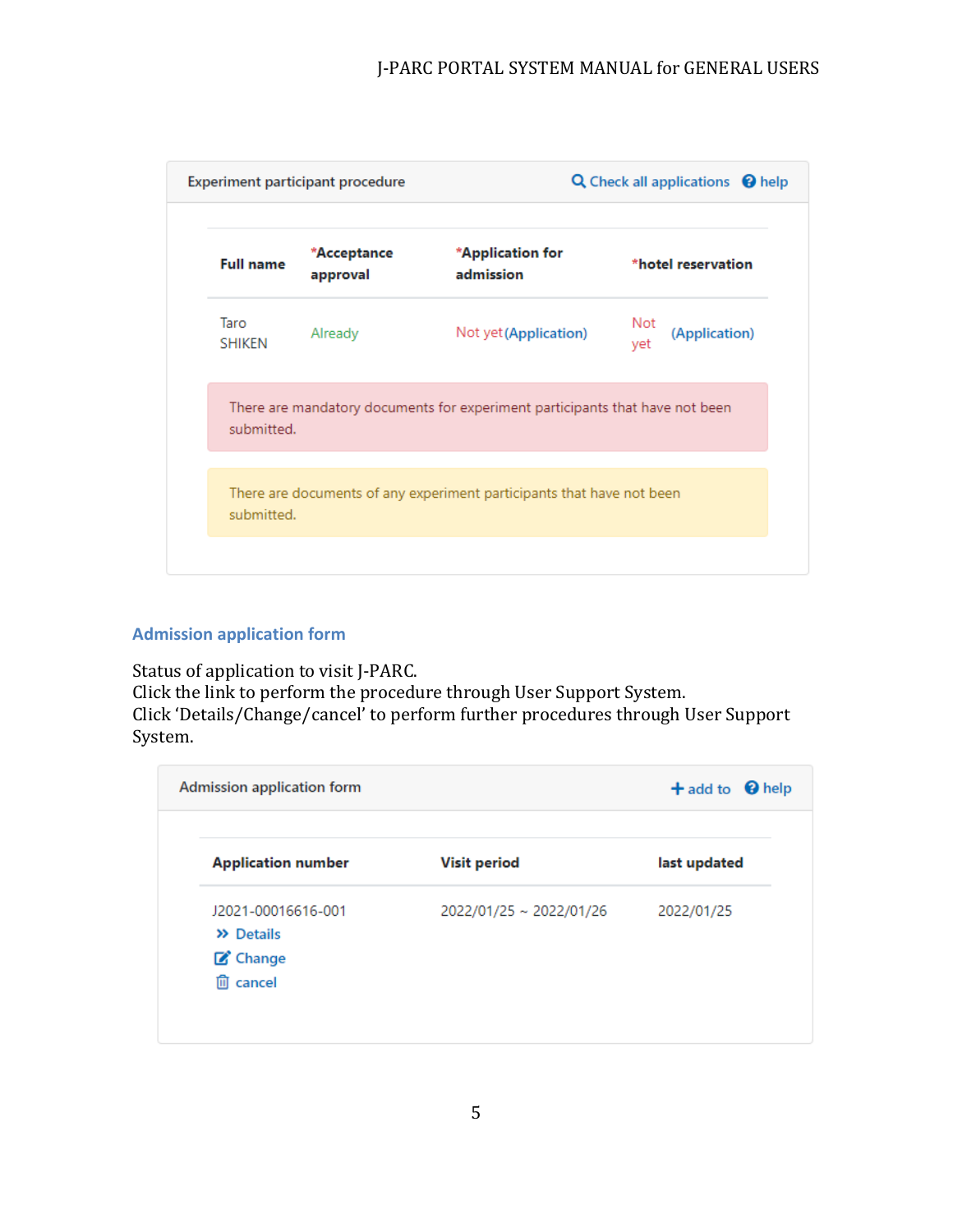Experiment participant procedure | Check all applications | help

| Full name | *Acceptance approval | *Application for admission | *hotel reservation |
|---|---|---|---|
| Taro SHIKEN | Already | Not yet (Application) | Not yet (Application) |

There are mandatory documents for experiment participants that have not been submitted.

There are documents of any experiment participants that have not been submitted.

### Admission application form

Status of application to visit J-PARC.
Click the link to perform the procedure through User Support System.
Click 'Details/Change/cancel' to perform further procedures through User Support System.

Admission application form | + add to | help

| Application number | Visit period | last updated |
|---|---|---|
| J2021-00016616-001<br>» Details<br>Change<br>cancel | 2022/01/25 ~ 2022/01/26 | 2022/01/25 |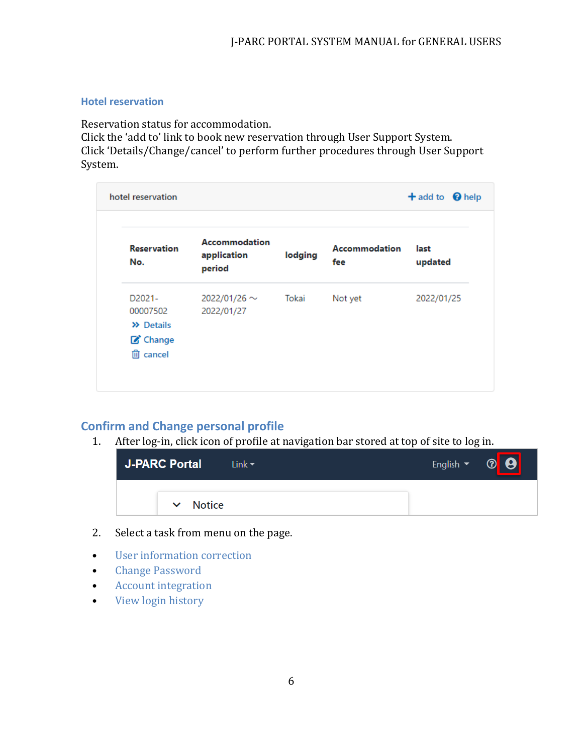## Hotel reservation

Reservation status for accommodation.
Click the 'add to' link to book new reservation through User Support System.
Click 'Details/Change/cancel' to perform further procedures through User Support System.

hotel reservation + add to ❓ help

| Reservation No. | Accommodation application period | lodging | Accommodation fee | last updated |
| --- | --- | --- | --- | --- |
| D2021-00007502 » Details Change cancel | 2022/01/26 ～ 2022/01/27 | Tokai | Not yet | 2022/01/25 |

## Confirm and Change personal profile

1. After log-in, click icon of profile at navigation bar stored at top of site to log in.

   J-PARC Portal Link English

   Notice

2. Select a task from menu on the page.

- User information correction
- Change Password
- Account integration
- View login history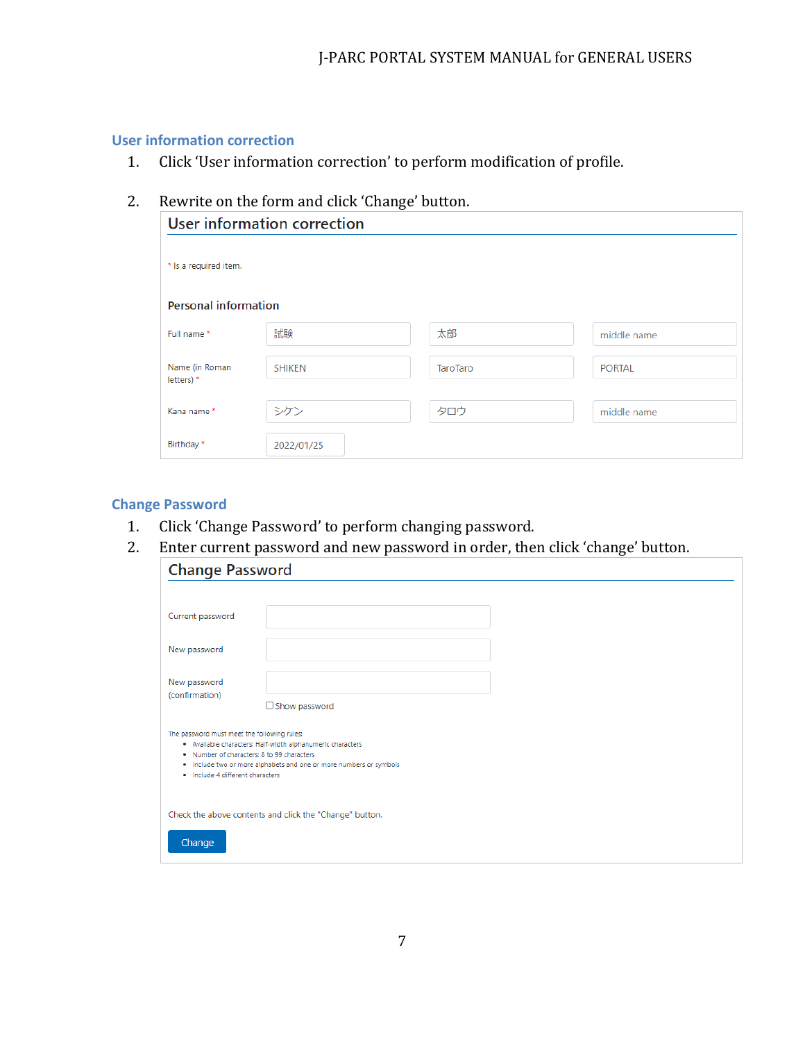## User information correction

1. Click 'User information correction' to perform modification of profile.

2. Rewrite on the form and click 'Change' button.

### User information correction

\* Is a required item.

**Personal information**

| | | | |
|---|---|---|---|
| Full name * | 試験 | 太郎 | middle name |
| Name (in Roman letters) * | SHIKEN | TaroTaro | PORTAL |
| Kana name * | シケン | タロウ | middle name |
| Birthday * | 2022/01/25 | | |

## Change Password

1. Click 'Change Password' to perform changing password.
2. Enter current password and new password in order, then click 'change' button.

### Change Password

| | |
|---|---|
| Current password | |
| New password | |
| New password (confirmation) | |

☐ Show password

The password must meet the following rules:

- Available characters: Half-width alphanumeric characters
- Number of characters: 8 to 99 characters
- Include two or more alphabets and one or more numbers or symbols
- Include 4 different characters

Check the above contents and click the "Change" button.

[Change]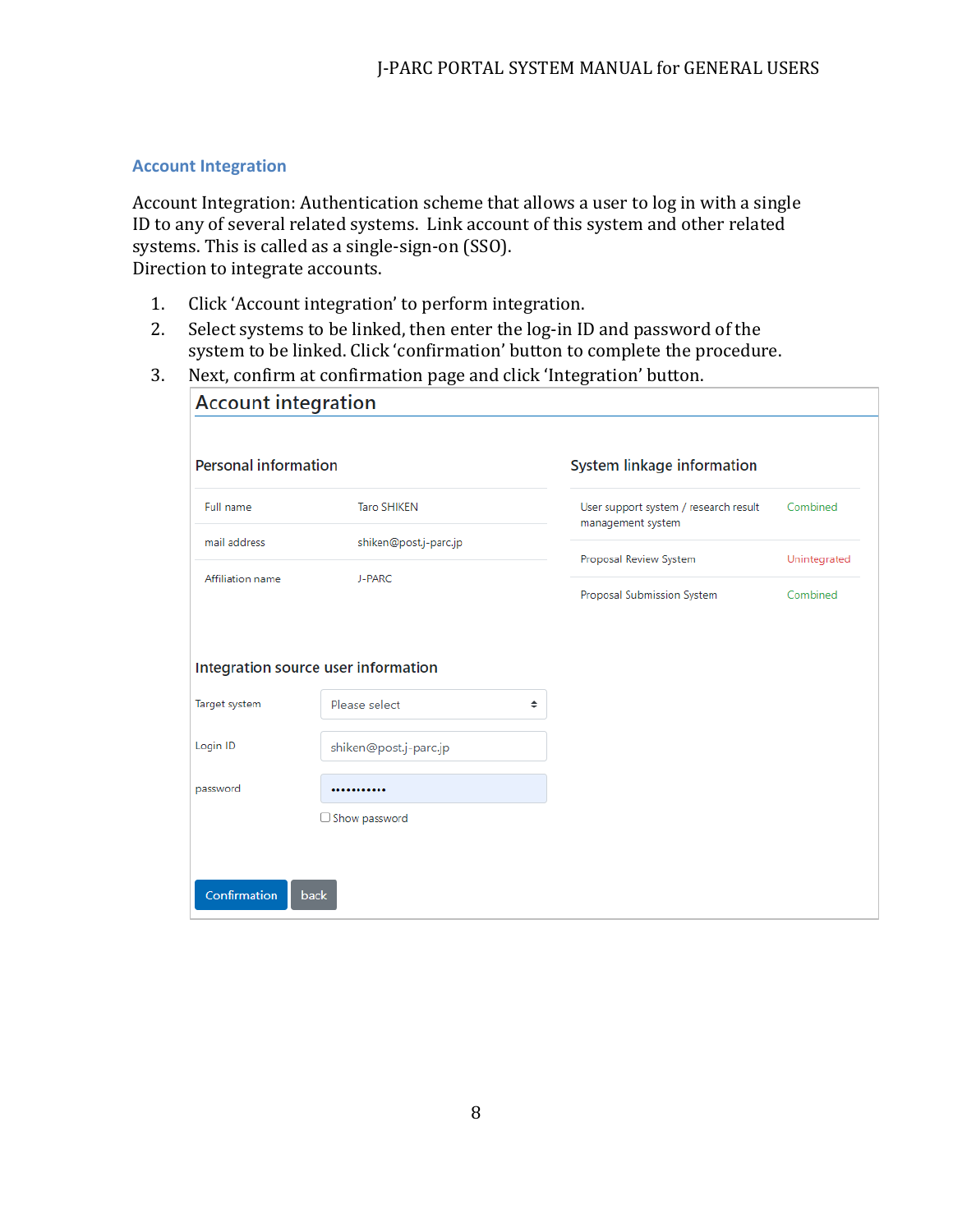## Account Integration

Account Integration: Authentication scheme that allows a user to log in with a single ID to any of several related systems. Link account of this system and other related systems. This is called as a single-sign-on (SSO).
Direction to integrate accounts.

1. Click 'Account integration' to perform integration.
2. Select systems to be linked, then enter the log-in ID and password of the system to be linked. Click 'confirmation' button to complete the procedure.
3. Next, confirm at confirmation page and click 'Integration' button.

### Account integration

**Personal information**

| Full name | Taro SHIKEN |
|---|---|
| mail address | shiken@post.j-parc.jp |
| Affiliation name | J-PARC |

**System linkage information**

| User support system / research result management system | Combined |
|---|---|
| Proposal Review System | Unintegrated |
| Proposal Submission System | Combined |

**Integration source user information**

Target system: Please select

Login ID: shiken@post.j-parc.jp

password: •••••••••••

☐ Show password

Confirmation | back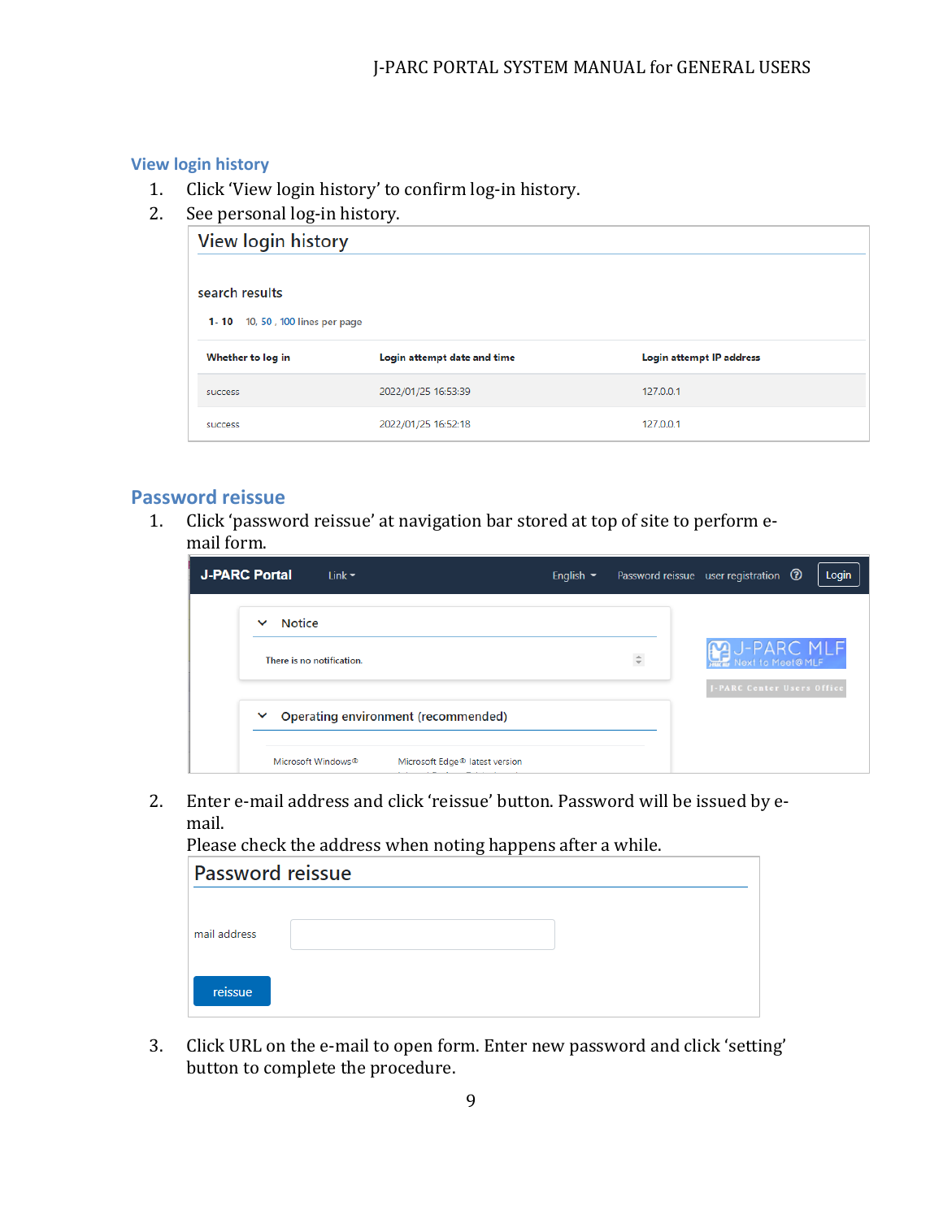## View login history

1. Click 'View login history' to confirm log-in history.
2. See personal log-in history.

View login history

search results

1- 10 10, 50 , 100 lines per page

| Whether to log in | Login attempt date and time | Login attempt IP address |
|---|---|---|
| success | 2022/01/25 16:53:39 | 127.0.0.1 |
| success | 2022/01/25 16:52:18 | 127.0.0.1 |

## Password reissue

1. Click 'password reissue' at navigation bar stored at top of site to perform e-mail form.

J-PARC Portal  Link  English  Password reissue  user registration  Login

Notice

There is no notification.

Operating environment (recommended)

Microsoft Windows®  Microsoft Edge® latest version

2. Enter e-mail address and click 'reissue' button. Password will be issued by e-mail.
   Please check the address when noting happens after a while.

Password reissue

mail address

reissue

3. Click URL on the e-mail to open form. Enter new password and click 'setting' button to complete the procedure.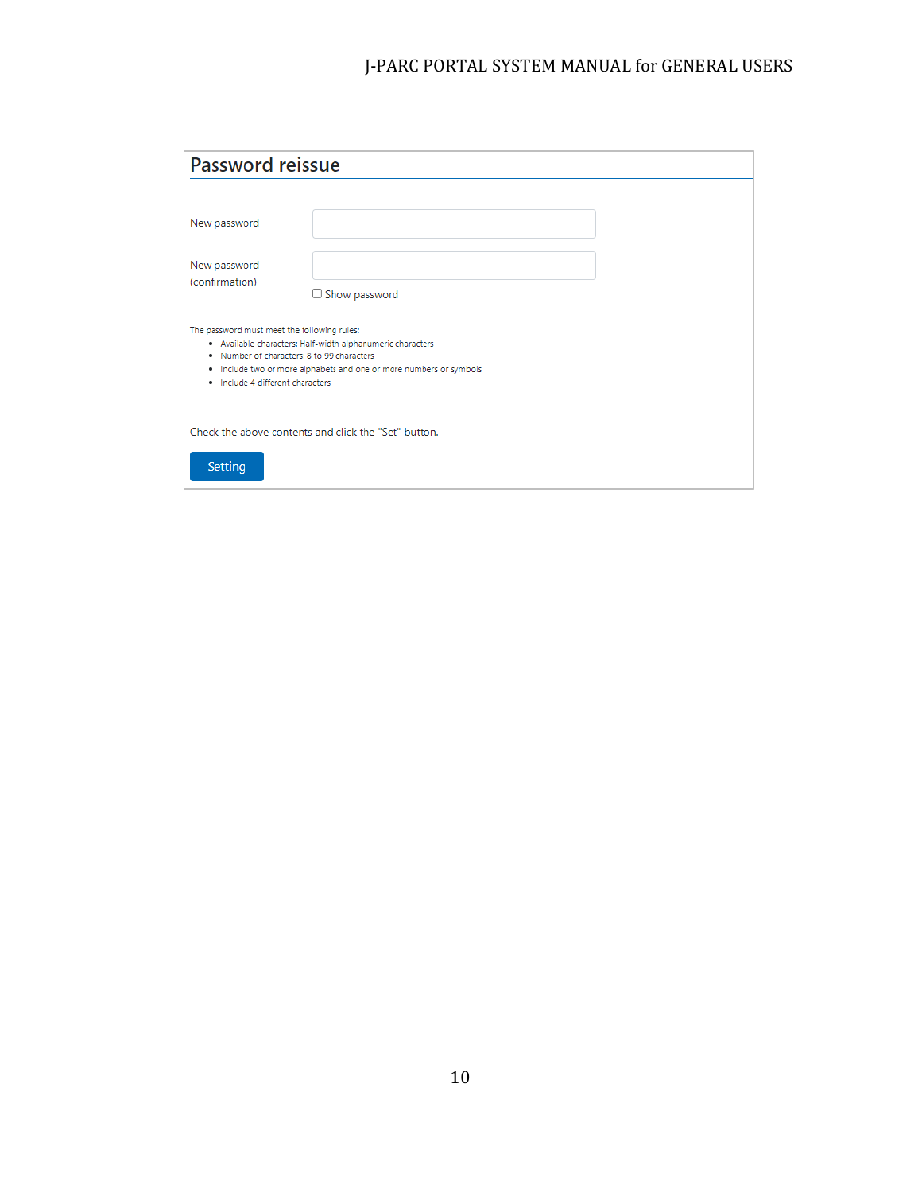## Password reissue

New password

New password (confirmation)

☐ Show password

The password must meet the following rules:

- Available characters: Half-width alphanumeric characters
- Number of characters: 8 to 99 characters
- Include two or more alphabets and one or more numbers or symbols
- Include 4 different characters

Check the above contents and click the "Set" button.

Setting